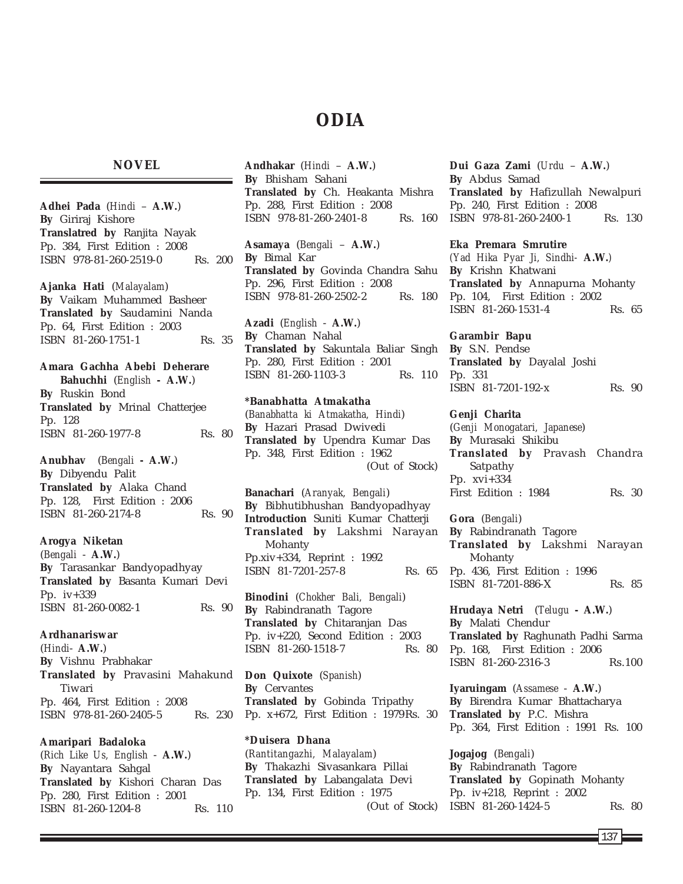# ODIA

## NOVEL

**Adhei Pada** (*Hindi* – **A.W.**)
**By** Giriraj Kishore
**Translatred by** Ranjita Nayak
Pp. 384, First Edition : 2008
ISBN 978-81-260-2519-0 Rs. 200

**Ajanka Hati** (*Malayalam*)
**By** Vaikam Muhammed Basheer
**Translated by** Saudamini Nanda
Pp. 64, First Edition : 2003
ISBN 81-260-1751-1 Rs. 35

**Amara Gachha Abebi Deherare Bahuchhi** (*English* **- A.W.**)
**By** Ruskin Bond
**Translated by** Mrinal Chatterjee
Pp. 128
ISBN 81-260-1977-8 Rs. 80

**Anubhav** (*Bengali* **- A.W.**)
**By** Dibyendu Palit
**Translated by** Alaka Chand
Pp. 128, First Edition : 2006
ISBN 81-260-2174-8 Rs. 90

**Arogya Niketan**
(*Bengali* - **A.W.**)
**By** Tarasankar Bandyopadhyay
**Translated by** Basanta Kumari Devi
Pp. iv+339
ISBN 81-260-0082-1 Rs. 90

**Ardhanariswar**
(*Hindi*- **A.W.**)
**By** Vishnu Prabhakar
**Translated by** Pravasini Mahakund Tiwari
Pp. 464, First Edition : 2008
ISBN 978-81-260-2405-5 Rs. 230

**Amaripari Badaloka**
(*Rich Like Us, English* - **A.W.**)
**By** Nayantara Sahgal
**Translated by** Kishori Charan Das
Pp. 280, First Edition : 2001
ISBN 81-260-1204-8 Rs. 110

**Andhakar** (*Hindi* – **A.W.**)
**By** Bhisham Sahani
**Translated by** Ch. Heakanta Mishra
Pp. 288, First Edition : 2008
ISBN 978-81-260-2401-8 Rs. 160

**Asamaya** (*Bengali* – **A.W.**)
**By** Bimal Kar
**Translated by** Govinda Chandra Sahu
Pp. 296, First Edition : 2008
ISBN 978-81-260-2502-2 Rs. 180

**Azadi** (*English* - **A.W.**)
**By** Chaman Nahal
**Translated by** Sakuntala Baliar Singh
Pp. 280, First Edition : 2001
ISBN 81-260-1103-3 Rs. 110

**\*Banabhatta Atmakatha**
(*Banabhatta ki Atmakatha, Hindi*)
**By** Hazari Prasad Dwivedi
**Translated by** Upendra Kumar Das
Pp. 348, First Edition : 1962
(Out of Stock)

**Banachari** (*Aranyak, Bengali*)
**By** Bibhutibhushan Bandyopadhyay
**Introduction** Suniti Kumar Chatterji
**Translated by** Lakshmi Narayan Mohanty
Pp.xiv+334, Reprint : 1992
ISBN 81-7201-257-8 Rs. 65

**Binodini** (*Chokher Bali, Bengali*)
**By** Rabindranath Tagore
**Translated by** Chitaranjan Das
Pp. iv+220, Second Edition : 2003
ISBN 81-260-1518-7 Rs. 80

**Don Quixote** (*Spanish*)
**By** Cervantes
**Translated by** Gobinda Tripathy
Pp. x+672, First Edition : 1979 Rs. 30

**\*Duisera Dhana**
(*Rantitangazhi, Malayalam*)
**By** Thakazhi Sivasankara Pillai
**Translated by** Labangalata Devi
Pp. 134, First Edition : 1975
(Out of Stock)

**Dui Gaza Zami** (*Urdu* – **A.W.**)
**By** Abdus Samad
**Translated by** Hafizullah Newalpuri
Pp. 240, First Edition : 2008
ISBN 978-81-260-2400-1 Rs. 130

**Eka Premara Smrutire**
(*Yad Hika Pyar Ji, Sindhi*- **A.W.**)
**By** Krishn Khatwani
**Translated by** Annapurna Mohanty
Pp. 104, First Edition : 2002
ISBN 81-260-1531-4 Rs. 65

**Garambir Bapu**
**By** S.N. Pendse
**Translated by** Dayalal Joshi
Pp. 331
ISBN 81-7201-192-x Rs. 90

**Genji Charita**
(*Genji Monogatari, Japanese*)
**By** Murasaki Shikibu
**Translated by** Pravash Chandra Satpathy
Pp. xvi+334
First Edition : 1984 Rs. 30

**Gora** (*Bengali*)
**By** Rabindranath Tagore
**Translated by** Lakshmi Narayan Mohanty
Pp. 436, First Edition : 1996
ISBN 81-7201-886-X Rs. 85

**Hrudaya Netri** (*Telugu* **- A.W.**)
**By** Malati Chendur
**Translated by** Raghunath Padhi Sarma
Pp. 168, First Edition : 2006
ISBN 81-260-2316-3 Rs.100

**Iyaruingam** (*Assamese* - **A.W.**)
**By** Birendra Kumar Bhattacharya
**Translated by** P.C. Mishra
Pp. 364, First Edition : 1991 Rs. 100

**Jogajog** (*Bengali*)
**By** Rabindranath Tagore
**Translated by** Gopinath Mohanty
Pp. iv+218, Reprint : 2002
ISBN 81-260-1424-5 Rs. 80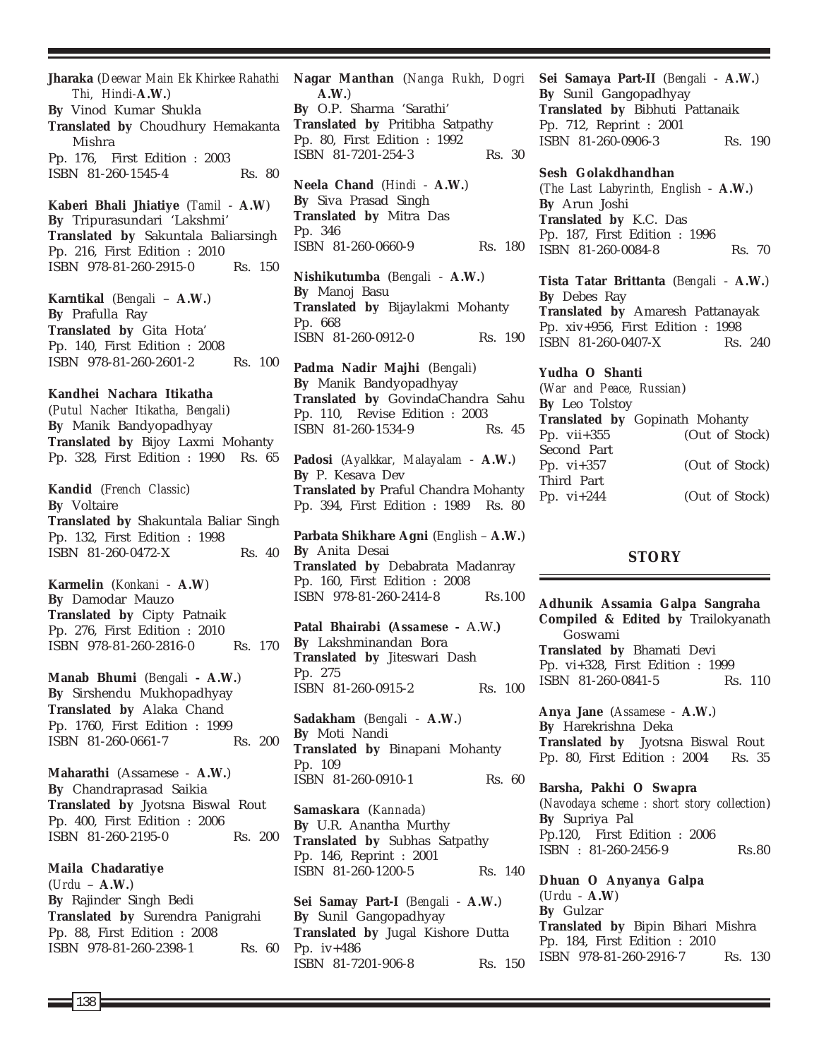**Jharaka** (*Deewar Main Ek Khirkee Rahathi Thi, Hindi*-**A.W.**)
**By** Vinod Kumar Shukla
**Translated by** Choudhury Hemakanta Mishra
Pp. 176, First Edition : 2003
ISBN 81-260-1545-4 Rs. 80

**Kaberi Bhali Jhiatiye** (*Tamil* - **A.W**)
**By** Tripurasundari 'Lakshmi'
**Translated by** Sakuntala Baliarsingh
Pp. 216, First Edition : 2010
ISBN 978-81-260-2915-0 Rs. 150

**Karntikal** (*Bengali* – **A.W.**)
**By** Prafulla Ray
**Translated by** Gita Hota'
Pp. 140, First Edition : 2008
ISBN 978-81-260-2601-2 Rs. 100

**Kandhei Nachara Itikatha**
(*Putul Nacher Itikatha, Bengali*)
**By** Manik Bandyopadhyay
**Translated by** Bijoy Laxmi Mohanty
Pp. 328, First Edition : 1990 Rs. 65

**Kandid** (*French Classic*)
**By** Voltaire
**Translated by** Shakuntala Baliar Singh
Pp. 132, First Edition : 1998
ISBN 81-260-0472-X Rs. 40

**Karmelin** (*Konkani* - **A.W**)
**By** Damodar Mauzo
**Translated by** Cipty Patnaik
Pp. 276, First Edition : 2010
ISBN 978-81-260-2816-0 Rs. 170

**Manab Bhumi** (*Bengali* **- A.W.**)
**By** Sirshendu Mukhopadhyay
**Translated by** Alaka Chand
Pp. 1760, First Edition : 1999
ISBN 81-260-0661-7 Rs. 200

**Maharathi** (Assamese - **A.W.**)
**By** Chandraprasad Saikia
**Translated by** Jyotsna Biswal Rout
Pp. 400, First Edition : 2006
ISBN 81-260-2195-0 Rs. 200

**Maila Chadaratiye**
(*Urdu* – **A.W.**)
**By** Rajinder Singh Bedi
**Translated by** Surendra Panigrahi
Pp. 88, First Edition : 2008
ISBN 978-81-260-2398-1 Rs. 60

**Nagar Manthan** (*Nanga Rukh, Dogri* **A.W.**)
**By** O.P. Sharma 'Sarathi'
**Translated by** Pritibha Satpathy
Pp. 80, First Edition : 1992
ISBN 81-7201-254-3 Rs. 30

**Neela Chand** (*Hindi* - **A.W.**)
**By** Siva Prasad Singh
**Translated by** Mitra Das
Pp. 346
ISBN 81-260-0660-9 Rs. 180

**Nishikutumba** (*Bengali* - **A.W.**)
**By** Manoj Basu
**Translated by** Bijaylakmi Mohanty
Pp. 668
ISBN 81-260-0912-0 Rs. 190

**Padma Nadir Majhi** (*Bengali*)
**By** Manik Bandyopadhyay
**Translated by** GovindaChandra Sahu
Pp. 110, Revise Edition : 2003
ISBN 81-260-1534-9 Rs. 45

**Padosi** (*Ayalkkar, Malayalam* - **A.W.**)
**By** P. Kesava Dev
**Translated by** Praful Chandra Mohanty
Pp. 394, First Edition : 1989 Rs. 80

**Parbata Shikhare Agni** (*English* – **A.W.**)
**By** Anita Desai
**Translated by** Debabrata Madanray
Pp. 160, First Edition : 2008
ISBN 978-81-260-2414-8 Rs.100

**Patal Bhairabi (Assamese -** A.W.**)**
**By** Lakshminandan Bora
**Translated by** Jiteswari Dash
Pp. 275
ISBN 81-260-0915-2 Rs. 100

**Sadakham** (*Bengali* - **A.W.**)
**By** Moti Nandi
**Translated by** Binapani Mohanty
Pp. 109
ISBN 81-260-0910-1 Rs. 60

**Samaskara** (*Kannada*)
**By** U.R. Anantha Murthy
**Translated by** Subhas Satpathy
Pp. 146, Reprint : 2001
ISBN 81-260-1200-5 Rs. 140

**Sei Samay Part-I** (*Bengali* - **A.W.**)
**By** Sunil Gangopadhyay
**Translated by** Jugal Kishore Dutta
Pp. iv+486
ISBN 81-7201-906-8 Rs. 150

**Sei Samaya Part-II** (*Bengali* - **A.W.**)
**By** Sunil Gangopadhyay
**Translated by** Bibhuti Pattanaik
Pp. 712, Reprint : 2001
ISBN 81-260-0906-3 Rs. 190

**Sesh Golakdhandhan**
(*The Last Labyrinth, English* - **A.W.**)
**By** Arun Joshi
**Translated by** K.C. Das
Pp. 187, First Edition : 1996
ISBN 81-260-0084-8 Rs. 70

**Tista Tatar Brittanta** (*Bengali* - **A.W.**)
**By** Debes Ray
**Translated by** Amaresh Pattanayak
Pp. xiv+956, First Edition : 1998
ISBN 81-260-0407-X Rs. 240

**Yudha O Shanti**
(*War and Peace, Russian*)
**By** Leo Tolstoy
**Translated by** Gopinath Mohanty
Pp. vii+355 (Out of Stock)
Second Part
Pp. vi+357 (Out of Stock)
Third Part
Pp. vi+244 (Out of Stock)

## STORY

**Adhunik Assamia Galpa Sangraha**
**Compiled & Edited by** Trailokyanath Goswami
**Translated by** Bhamati Devi
Pp. vi+328, First Edition : 1999
ISBN 81-260-0841-5 Rs. 110

**Anya Jane** (*Assamese* - **A.W.**)
**By** Harekrishna Deka
**Translated by** Jyotsna Biswal Rout
Pp. 80, First Edition : 2004 Rs. 35

**Barsha, Pakhi O Swapra**
(*Navodaya scheme : short story collection*)
**By** Supriya Pal
Pp.120, First Edition : 2006
ISBN : 81-260-2456-9 Rs.80

**Dhuan O Anyanya Galpa**
(*Urdu* - **A.W**)
**By** Gulzar
**Translated by** Bipin Bihari Mishra
Pp. 184, First Edition : 2010
ISBN 978-81-260-2916-7 Rs. 130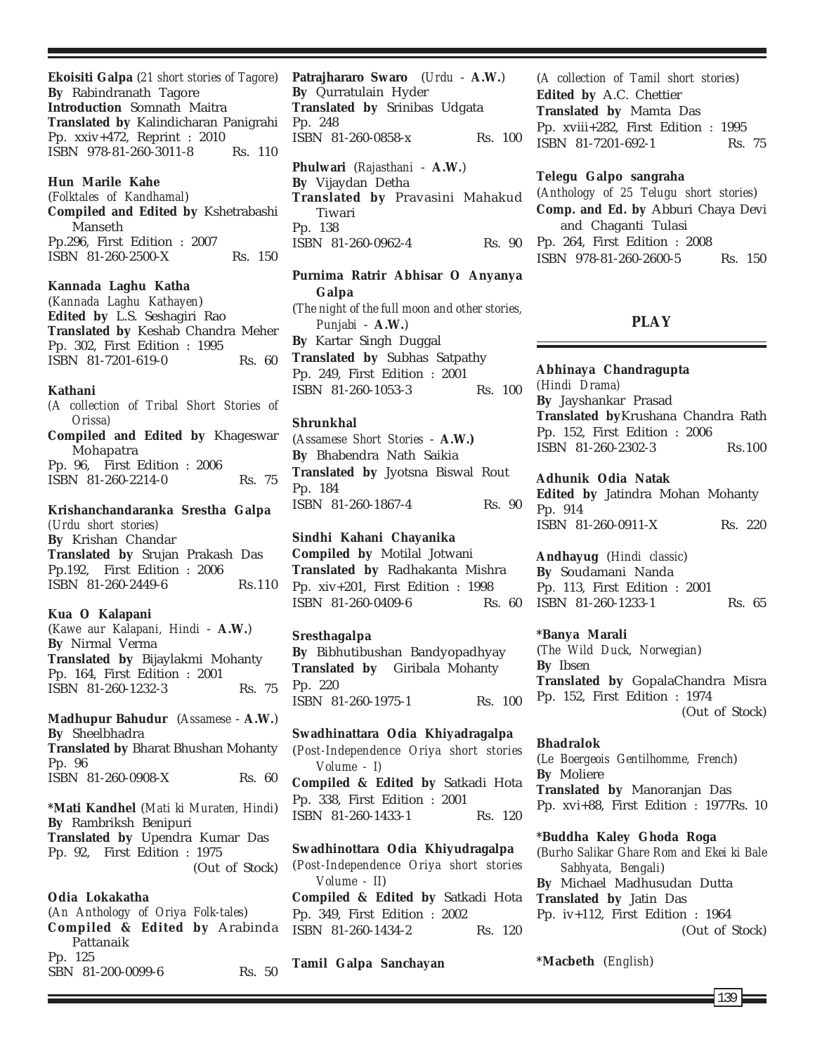**Ekoisiti Galpa** (*21 short stories of Tagore*)
**By** Rabindranath Tagore
**Introduction** Somnath Maitra
**Translated by** Kalindicharan Panigrahi
Pp. xxiv+472, Reprint : 2010
ISBN 978-81-260-3011-8 Rs. 110

**Hun Marile Kahe**
(*Folktales of Kandhamal*)
**Compiled and Edited by** Kshetrabashi Manseth
Pp.296, First Edition : 2007
ISBN 81-260-2500-X Rs. 150

**Kannada Laghu Katha**
(*Kannada Laghu Kathayen*)
**Edited by** L.S. Seshagiri Rao
**Translated by** Keshab Chandra Meher
Pp. 302, First Edition : 1995
ISBN 81-7201-619-0 Rs. 60

**Kathani**
(*A collection of Tribal Short Stories of Orissa*)
**Compiled and Edited by** Khageswar Mohapatra
Pp. 96, First Edition : 2006
ISBN 81-260-2214-0 Rs. 75

**Krishanchandaranka Srestha Galpa**
(*Urdu short stories*)
**By** Krishan Chandar
**Translated by** Srujan Prakash Das
Pp.192, First Edition : 2006
ISBN 81-260-2449-6 Rs.110

**Kua O Kalapani**
(*Kawe aur Kalapani, Hindi* - **A.W.**)
**By** Nirmal Verma
**Translated by** Bijaylakmi Mohanty
Pp. 164, First Edition : 2001
ISBN 81-260-1232-3 Rs. 75

**Madhupur Bahudur** (*Assamese* - **A.W.**)
**By** Sheelbhadra
**Translated by** Bharat Bhushan Mohanty
Pp. 96
ISBN 81-260-0908-X Rs. 60

***Mati Kandhel** (*Mati ki Muraten, Hindi*)
**By** Rambriksh Benipuri
**Translated by** Upendra Kumar Das
Pp. 92, First Edition : 1975
(Out of Stock)

**Odia Lokakatha**
(*An Anthology of Oriya Folk-tales*)
**Compiled & Edited by** Arabinda Pattanaik
Pp. 125
SBN 81-200-0099-6 Rs. 50

**Patrajhararo Swaro** (*Urdu* - **A.W.**)
**By** Qurratulain Hyder
**Translated by** Srinibas Udgata
Pp. 248
ISBN 81-260-0858-x Rs. 100

**Phulwari** (*Rajasthani* - **A.W.**)
**By** Vijaydan Detha
**Translated by** Pravasini Mahakud Tiwari
Pp. 138
ISBN 81-260-0962-4 Rs. 90

**Purnima Ratrir Abhisar O Anyanya Galpa**
(*The night of the full moon and other stories, Punjabi* - **A.W.**)
**By** Kartar Singh Duggal
**Translated by** Subhas Satpathy
Pp. 249, First Edition : 2001
ISBN 81-260-1053-3 Rs. 100

**Shrunkhal**
(*Assamese Short Stories* - **A.W.)**
**By** Bhabendra Nath Saikia
**Translated by** Jyotsna Biswal Rout
Pp. 184
ISBN 81-260-1867-4 Rs. 90

**Sindhi Kahani Chayanika**
**Compiled by** Motilal Jotwani
**Translated by** Radhakanta Mishra
Pp. xiv+201, First Edition : 1998
ISBN 81-260-0409-6 Rs. 60

**Sresthagalpa**
**By** Bibhutibushan Bandyopadhyay
**Translated by** Giribala Mohanty
Pp. 220
ISBN 81-260-1975-1 Rs. 100

**Swadhinattara Odia Khiyadragalpa**
(*Post-Independence Oriya short stories Volume - I*)
**Compiled & Edited by** Satkadi Hota
Pp. 338, First Edition : 2001
ISBN 81-260-1433-1 Rs. 120

**Swadhinottara Odia Khiyudragalpa**
(*Post-Independence Oriya short stories Volume - II*)
**Compiled & Edited by** Satkadi Hota
Pp. 349, First Edition : 2002
ISBN 81-260-1434-2 Rs. 120

**Tamil Galpa Sanchayan**
(*A collection of Tamil short stories*)
**Edited by** A.C. Chettier
**Translated by** Mamta Das
Pp. xviii+282, First Edition : 1995
ISBN 81-7201-692-1 Rs. 75

**Telegu Galpo sangraha**
(*Anthology of 25 Telugu short stories*)
**Comp. and Ed. by** Abburi Chaya Devi and Chaganti Tulasi
Pp. 264, First Edition : 2008
ISBN 978-81-260-2600-5 Rs. 150

## PLAY

**Abhinaya Chandragupta**
(*Hindi Drama*)
**By** Jayshankar Prasad
**Translated by** Krushana Chandra Rath
Pp. 152, First Edition : 2006
ISBN 81-260-2302-3 Rs.100

**Adhunik Odia Natak**
**Edited by** Jatindra Mohan Mohanty
Pp. 914
ISBN 81-260-0911-X Rs. 220

**Andhayug** (*Hindi classic*)
**By** Soudamani Nanda
Pp. 113, First Edition : 2001
ISBN 81-260-1233-1 Rs. 65

***Banya Marali**
(*The Wild Duck, Norwegian*)
**By** Ibsen
**Translated by** GopalaChandra Misra
Pp. 152, First Edition : 1974
(Out of Stock)

**Bhadralok**
(*Le Boergeois Gentilhomme, French*)
**By** Moliere
**Translated by** Manoranjan Das
Pp. xvi+88, First Edition : 1977Rs. 10

***Buddha Kaley Ghoda Roga**
(*Burho Salikar Ghare Rom and Ekei ki Bale Sabhyata, Bengali*)
**By** Michael Madhusudan Dutta
**Translated by** Jatin Das
Pp. iv+112, First Edition : 1964
(Out of Stock)

***Macbeth** (*English*)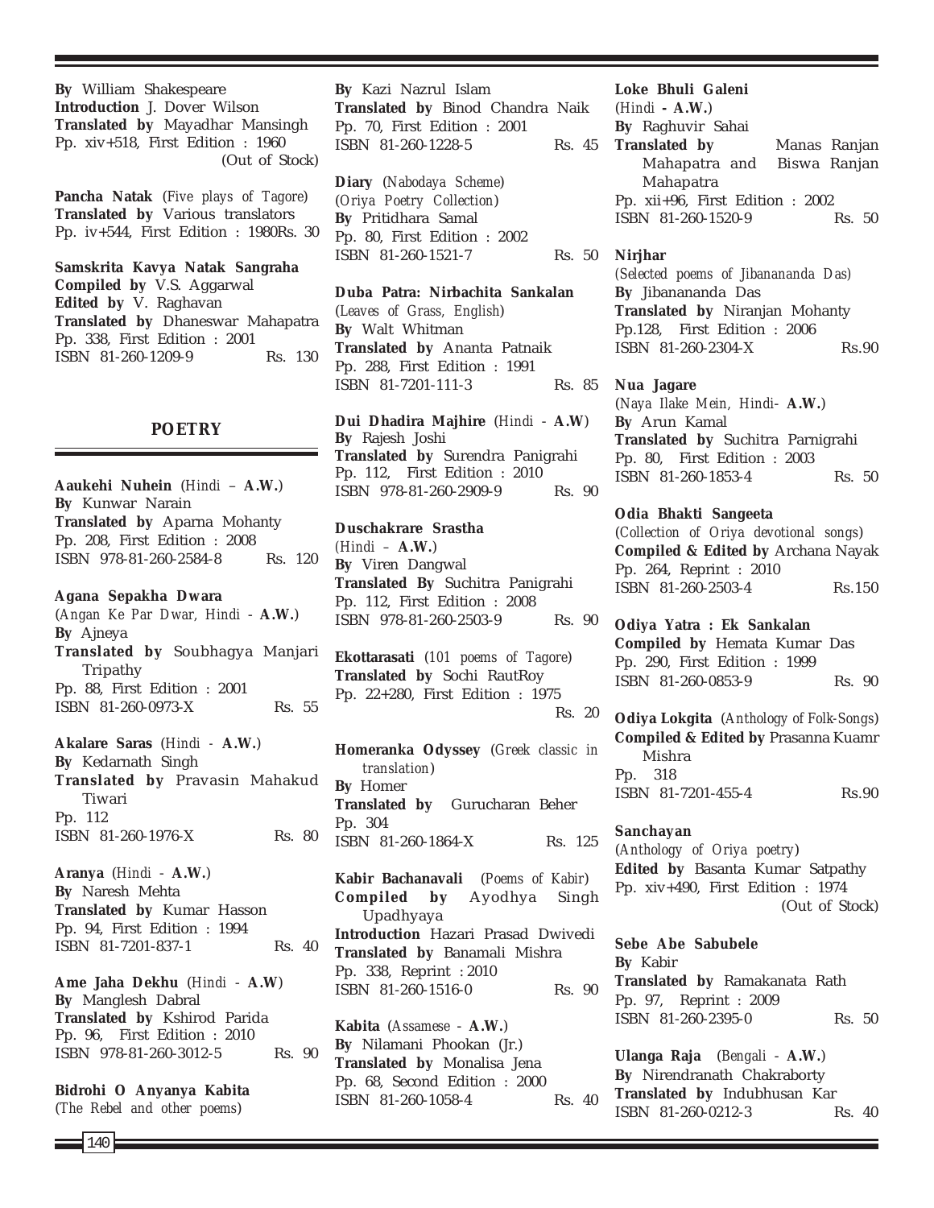**By** William Shakespeare
**Introduction** J. Dover Wilson
**Translated by** Mayadhar Mansingh
Pp. xiv+518, First Edition : 1960
(Out of Stock)

**Pancha Natak** (*Five plays of Tagore*)
**Translated by** Various translators
Pp. iv+544, First Edition : 1980Rs. 30

**Samskrita Kavya Natak Sangraha**
**Compiled by** V.S. Aggarwal
**Edited by** V. Raghavan
**Translated by** Dhaneswar Mahapatra
Pp. 338, First Edition : 2001
ISBN 81-260-1209-9 Rs. 130

## POETRY

**Aaukehi Nuhein** (*Hindi* – **A.W.**)
**By** Kunwar Narain
**Translated by** Aparna Mohanty
Pp. 208, First Edition : 2008
ISBN 978-81-260-2584-8 Rs. 120

**Agana Sepakha Dwara**
(*Angan Ke Par Dwar, Hindi* - **A.W.**)
**By** Ajneya
**Translated by** Soubhagya Manjari Tripathy
Pp. 88, First Edition : 2001
ISBN 81-260-0973-X Rs. 55

**Akalare Saras** (*Hindi* - **A.W.**)
**By** Kedarnath Singh
**Translated by** Pravasin Mahakud Tiwari
Pp. 112
ISBN 81-260-1976-X Rs. 80

**Aranya** (*Hindi* - **A.W.**)
**By** Naresh Mehta
**Translated by** Kumar Hasson
Pp. 94, First Edition : 1994
ISBN 81-7201-837-1 Rs. 40

**Ame Jaha Dekhu** (*Hindi* - **A.W**)
**By** Manglesh Dabral
**Translated by** Kshirod Parida
Pp. 96, First Edition : 2010
ISBN 978-81-260-3012-5 Rs. 90

**Bidrohi O Anyanya Kabita**
(*The Rebel and other poems*)
**By** Kazi Nazrul Islam
**Translated by** Binod Chandra Naik
Pp. 70, First Edition : 2001
ISBN 81-260-1228-5 Rs. 45

**Diary** (*Nabodaya Scheme*)
(*Oriya Poetry Collection*)
**By** Pritidhara Samal
Pp. 80, First Edition : 2002
ISBN 81-260-1521-7 Rs. 50

**Duba Patra: Nirbachita Sankalan**
(*Leaves of Grass, English*)
**By** Walt Whitman
**Translated by** Ananta Patnaik
Pp. 288, First Edition : 1991
ISBN 81-7201-111-3 Rs. 85

**Dui Dhadira Majhire** (*Hindi* - **A.W**)
**By** Rajesh Joshi
**Translated by** Surendra Panigrahi
Pp. 112, First Edition : 2010
ISBN 978-81-260-2909-9 Rs. 90

**Duschakrare Srastha**
(*Hindi* – **A.W.**)
**By** Viren Dangwal
**Translated By** Suchitra Panigrahi
Pp. 112, First Edition : 2008
ISBN 978-81-260-2503-9 Rs. 90

**Ekottarasati** (*101 poems of Tagore*)
**Translated by** Sochi RautRoy
Pp. 22+280, First Edition : 1975
Rs. 20

**Homeranka Odyssey** (*Greek classic in translation*)
**By** Homer
**Translated by** Gurucharan Beher
Pp. 304
ISBN 81-260-1864-X Rs. 125

**Kabir Bachanavali** (*Poems of Kabir*)
**Compiled by** Ayodhya Singh Upadhyaya
**Introduction** Hazari Prasad Dwivedi
**Translated by** Banamali Mishra
Pp. 338, Reprint : 2010
ISBN 81-260-1516-0 Rs. 90

**Kabita** (*Assamese* - **A.W.**)
**By** Nilamani Phookan (Jr.)
**Translated by** Monalisa Jena
Pp. 68, Second Edition : 2000
ISBN 81-260-1058-4 Rs. 40

**Loke Bhuli Galeni**
(*Hindi* **- A.W.**)
**By** Raghuvir Sahai
**Translated by** Manas Ranjan Mahapatra and Biswa Ranjan Mahapatra
Pp. xii+96, First Edition : 2002
ISBN 81-260-1520-9 Rs. 50

**Nirjhar**
(*Selected poems of Jibanananda Das*)
**By** Jibanananda Das
**Translated by** Niranjan Mohanty
Pp.128, First Edition : 2006
ISBN 81-260-2304-X Rs.90

**Nua Jagare**
(*Naya Ilake Mein, Hindi*- **A.W.**)
**By** Arun Kamal
**Translated by** Suchitra Parnigrahi
Pp. 80, First Edition : 2003
ISBN 81-260-1853-4 Rs. 50

**Odia Bhakti Sangeeta**
(*Collection of Oriya devotional songs*)
**Compiled & Edited by** Archana Nayak
Pp. 264, Reprint : 2010
ISBN 81-260-2503-4 Rs.150

**Odiya Yatra : Ek Sankalan**
**Compiled by** Hemata Kumar Das
Pp. 290, First Edition : 1999
ISBN 81-260-0853-9 Rs. 90

**Odiya Lokgita** (*Anthology of Folk-Songs*)
**Compiled & Edited by** Prasanna Kuamr Mishra
Pp. 318
ISBN 81-7201-455-4 Rs.90

**Sanchayan**
(*Anthology of Oriya poetry*)
**Edited by** Basanta Kumar Satpathy
Pp. xiv+490, First Edition : 1974
(Out of Stock)

**Sebe Abe Sabubele**
**By** Kabir
**Translated by** Ramakanata Rath
Pp. 97, Reprint : 2009
ISBN 81-260-2395-0 Rs. 50

**Ulanga Raja** (*Bengali* - **A.W.**)
**By** Nirendranath Chakraborty
**Translated by** Indubhusan Kar
ISBN 81-260-0212-3 Rs. 40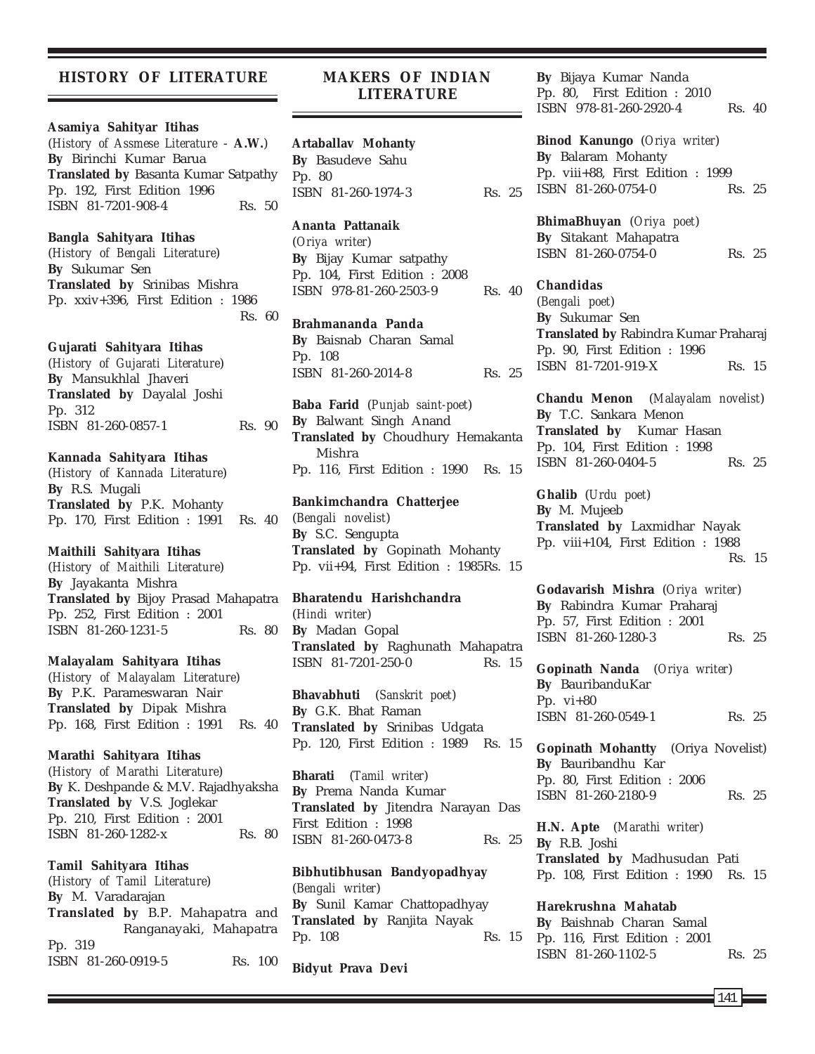## HISTORY OF LITERATURE

**Asamiya Sahityar Itihas**
(*History of Assmese Literature -* **A.W.**)
**By** Birinchi Kumar Barua
**Translated by** Basanta Kumar Satpathy
Pp. 192, First Edition 1996
ISBN 81-7201-908-4 Rs. 50

**Bangla Sahityara Itihas**
(*History of Bengali Literature*)
**By** Sukumar Sen
**Translated by** Srinibas Mishra
Pp. xxiv+396, First Edition : 1986
Rs. 60

**Gujarati Sahityara Itihas**
(*History of Gujarati Literature*)
**By** Mansukhlal Jhaveri
**Translated by** Dayalal Joshi
Pp. 312
ISBN 81-260-0857-1 Rs. 90

**Kannada Sahityara Itihas**
(*History of Kannada Literature*)
**By** R.S. Mugali
**Translated by** P.K. Mohanty
Pp. 170, First Edition : 1991 Rs. 40

**Maithili Sahityara Itihas**
(*History of Maithili Literature*)
**By** Jayakanta Mishra
**Translated by** Bijoy Prasad Mahapatra
Pp. 252, First Edition : 2001
ISBN 81-260-1231-5 Rs. 80

**Malayalam Sahityara Itihas**
(*History of Malayalam Literature*)
**By** P.K. Parameswaran Nair
**Translated by** Dipak Mishra
Pp. 168, First Edition : 1991 Rs. 40

**Marathi Sahityara Itihas**
(*History of Marathi Literature*)
**By** K. Deshpande & M.V. Rajadhyaksha
**Translated by** V.S. Joglekar
Pp. 210, First Edition : 2001
ISBN 81-260-1282-x Rs. 80

**Tamil Sahityara Itihas**
(*History of Tamil Literature*)
**By** M. Varadarajan
**Translated by** B.P. Mahapatra and Ranganayaki, Mahapatra
Pp. 319
ISBN 81-260-0919-5 Rs. 100

## MAKERS OF INDIAN LITERATURE

**Artaballav Mohanty**
**By** Basudeve Sahu
Pp. 80
ISBN 81-260-1974-3 Rs. 25

**Ananta Pattanaik**
(*Oriya writer*)
**By** Bijay Kumar satpathy
Pp. 104, First Edition : 2008
ISBN 978-81-260-2503-9 Rs. 40

**Brahmananda Panda**
**By** Baisnab Charan Samal
Pp. 108
ISBN 81-260-2014-8 Rs. 25

**Baba Farid** (*Punjab saint-poet*)
**By** Balwant Singh Anand
**Translated by** Choudhury Hemakanta Mishra
Pp. 116, First Edition : 1990 Rs. 15

**Bankimchandra Chatterjee**
(*Bengali novelist*)
**By** S.C. Sengupta
**Translated by** Gopinath Mohanty
Pp. vii+94, First Edition : 1985Rs. 15

**Bharatendu Harishchandra**
(*Hindi writer*)
**By** Madan Gopal
**Translated by** Raghunath Mahapatra
ISBN 81-7201-250-0 Rs. 15

**Bhavabhuti** (*Sanskrit poet*)
**By** G.K. Bhat Raman
**Translated by** Srinibas Udgata
Pp. 120, First Edition : 1989 Rs. 15

**Bharati** (*Tamil writer*)
**By** Prema Nanda Kumar
**Translated by** Jitendra Narayan Das
First Edition : 1998
ISBN 81-260-0473-8 Rs. 25

**Bibhutibhusan Bandyopadhyay**
(*Bengali writer*)
**By** Sunil Kamar Chattopadhyay
**Translated by** Ranjita Nayak
Pp. 108 Rs. 15

**Bidyut Prava Devi**
**By** Bijaya Kumar Nanda
Pp. 80, First Edition : 2010
ISBN 978-81-260-2920-4 Rs. 40

**Binod Kanungo** (*Oriya writer*)
**By** Balaram Mohanty
Pp. viii+88, First Edition : 1999
ISBN 81-260-0754-0 Rs. 25

**BhimaBhuyan** (*Oriya poet*)
**By** Sitakant Mahapatra
ISBN 81-260-0754-0 Rs. 25

**Chandidas**
(*Bengali poet*)
**By** Sukumar Sen
**Translated by** Rabindra Kumar Praharaj
Pp. 90, First Edition : 1996
ISBN 81-7201-919-X Rs. 15

**Chandu Menon** (*Malayalam novelist*)
**By** T.C. Sankara Menon
**Translated by** Kumar Hasan
Pp. 104, First Edition : 1998
ISBN 81-260-0404-5 Rs. 25

**Ghalib** (*Urdu poet*)
**By** M. Mujeeb
**Translated by** Laxmidhar Nayak
Pp. viii+104, First Edition : 1988
Rs. 15

**Godavarish Mishra** (*Oriya writer*)
**By** Rabindra Kumar Praharaj
Pp. 57, First Edition : 2001
ISBN 81-260-1280-3 Rs. 25

**Gopinath Nanda** (*Oriya writer*)
**By** BauribanduKar
Pp. vi+80
ISBN 81-260-0549-1 Rs. 25

**Gopinath Mohantty** (Oriya Novelist)
**By** Bauribandhu Kar
Pp. 80, First Edition : 2006
ISBN 81-260-2180-9 Rs. 25

**H.N. Apte** (*Marathi writer*)
**By** R.B. Joshi
**Translated by** Madhusudan Pati
Pp. 108, First Edition : 1990 Rs. 15

**Harekrushna Mahatab**
**By** Baishnab Charan Samal
Pp. 116, First Edition : 2001
ISBN 81-260-1102-5 Rs. 25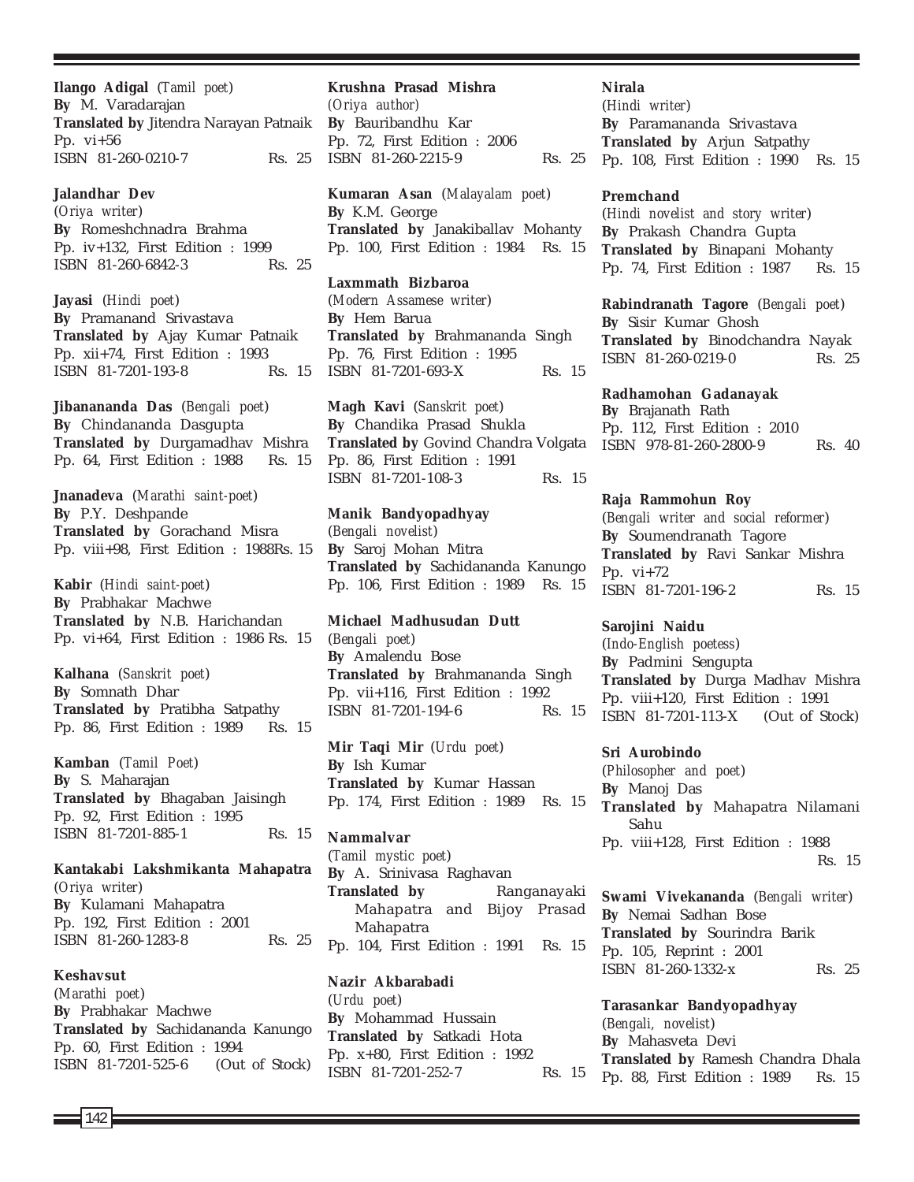**Ilango Adigal** (*Tamil poet*)
**By** M. Varadarajan
**Translated by** Jitendra Narayan Patnaik
Pp. vi+56
ISBN 81-260-0210-7 Rs. 25

**Jalandhar Dev**
(*Oriya writer*)
**By** Romeshchnadra Brahma
Pp. iv+132, First Edition : 1999
ISBN 81-260-6842-3 Rs. 25

**Jayasi** (*Hindi poet*)
**By** Pramanand Srivastava
**Translated by** Ajay Kumar Patnaik
Pp. xii+74, First Edition : 1993
ISBN 81-7201-193-8 Rs. 15

**Jibanananda Das** (*Bengali poet*)
**By** Chindananda Dasgupta
**Translated by** Durgamadhav Mishra
Pp. 64, First Edition : 1988 Rs. 15

**Jnanadeva** (*Marathi saint-poet*)
**By** P.Y. Deshpande
**Translated by** Gorachand Misra
Pp. viii+98, First Edition : 1988Rs. 15

**Kabir** (*Hindi saint-poet*)
**By** Prabhakar Machwe
**Translated by** N.B. Harichandan
Pp. vi+64, First Edition : 1986 Rs. 15

**Kalhana** (*Sanskrit poet*)
**By** Somnath Dhar
**Translated by** Pratibha Satpathy
Pp. 86, First Edition : 1989 Rs. 15

**Kamban** (*Tamil Poet*)
**By** S. Maharajan
**Translated by** Bhagaban Jaisingh
Pp. 92, First Edition : 1995
ISBN 81-7201-885-1 Rs. 15

**Kantakabi Lakshmikanta Mahapatra**
(*Oriya writer*)
**By** Kulamani Mahapatra
Pp. 192, First Edition : 2001
ISBN 81-260-1283-8 Rs. 25

**Keshavsut**
(*Marathi poet*)
**By** Prabhakar Machwe
**Translated by** Sachidananda Kanungo
Pp. 60, First Edition : 1994
ISBN 81-7201-525-6 (Out of Stock)

**Krushna Prasad Mishra**
(*Oriya author*)
**By** Bauribandhu Kar
Pp. 72, First Edition : 2006
ISBN 81-260-2215-9 Rs. 25

**Kumaran Asan** (*Malayalam poet*)
**By** K.M. George
**Translated by** Janakiballav Mohanty
Pp. 100, First Edition : 1984 Rs. 15

**Laxmmath Bizbaroa**
(*Modern Assamese writer*)
**By** Hem Barua
**Translated by** Brahmananda Singh
Pp. 76, First Edition : 1995
ISBN 81-7201-693-X Rs. 15

**Magh Kavi** (*Sanskrit poet*)
**By** Chandika Prasad Shukla
**Translated by** Govind Chandra Volgata
Pp. 86, First Edition : 1991
ISBN 81-7201-108-3 Rs. 15

**Manik Bandyopadhyay**
(*Bengali novelist*)
**By** Saroj Mohan Mitra
**Translated by** Sachidananda Kanungo
Pp. 106, First Edition : 1989 Rs. 15

**Michael Madhusudan Dutt**
(*Bengali poet*)
**By** Amalendu Bose
**Translated by** Brahmananda Singh
Pp. vii+116, First Edition : 1992
ISBN 81-7201-194-6 Rs. 15

**Mir Taqi Mir** (*Urdu poet*)
**By** Ish Kumar
**Translated by** Kumar Hassan
Pp. 174, First Edition : 1989 Rs. 15

**Nammalvar**
(*Tamil mystic poet*)
**By** A. Srinivasa Raghavan
**Translated by** Ranganayaki Mahapatra and Bijoy Prasad Mahapatra
Pp. 104, First Edition : 1991 Rs. 15

**Nazir Akbarabadi**
(*Urdu poet*)
**By** Mohammad Hussain
**Translated by** Satkadi Hota
Pp. x+80, First Edition : 1992
ISBN 81-7201-252-7 Rs. 15

**Nirala**
(*Hindi writer*)
**By** Paramananda Srivastava
**Translated by** Arjun Satpathy
Pp. 108, First Edition : 1990 Rs. 15

**Premchand**
(*Hindi novelist and story writer*)
**By** Prakash Chandra Gupta
**Translated by** Binapani Mohanty
Pp. 74, First Edition : 1987 Rs. 15

**Rabindranath Tagore** (*Bengali poet*)
**By** Sisir Kumar Ghosh
**Translated by** Binodchandra Nayak
ISBN 81-260-0219-0 Rs. 25

**Radhamohan Gadanayak**
**By** Brajanath Rath
Pp. 112, First Edition : 2010
ISBN 978-81-260-2800-9 Rs. 40

**Raja Rammohun Roy**
(*Bengali writer and social reformer*)
**By** Soumendranath Tagore
**Translated by** Ravi Sankar Mishra
Pp. vi+72
ISBN 81-7201-196-2 Rs. 15

**Sarojini Naidu**
(*Indo-English poetess*)
**By** Padmini Sengupta
**Translated by** Durga Madhav Mishra
Pp. viii+120, First Edition : 1991
ISBN 81-7201-113-X (Out of Stock)

**Sri Aurobindo**
(*Philosopher and poet*)
**By** Manoj Das
**Translated by** Mahapatra Nilamani Sahu
Pp. viii+128, First Edition : 1988
Rs. 15

**Swami Vivekananda** (*Bengali writer*)
**By** Nemai Sadhan Bose
**Translated by** Sourindra Barik
Pp. 105, Reprint : 2001
ISBN 81-260-1332-x Rs. 25

**Tarasankar Bandyopadhyay**
(*Bengali, novelist*)
**By** Mahasveta Devi
**Translated by** Ramesh Chandra Dhala
Pp. 88, First Edition : 1989 Rs. 15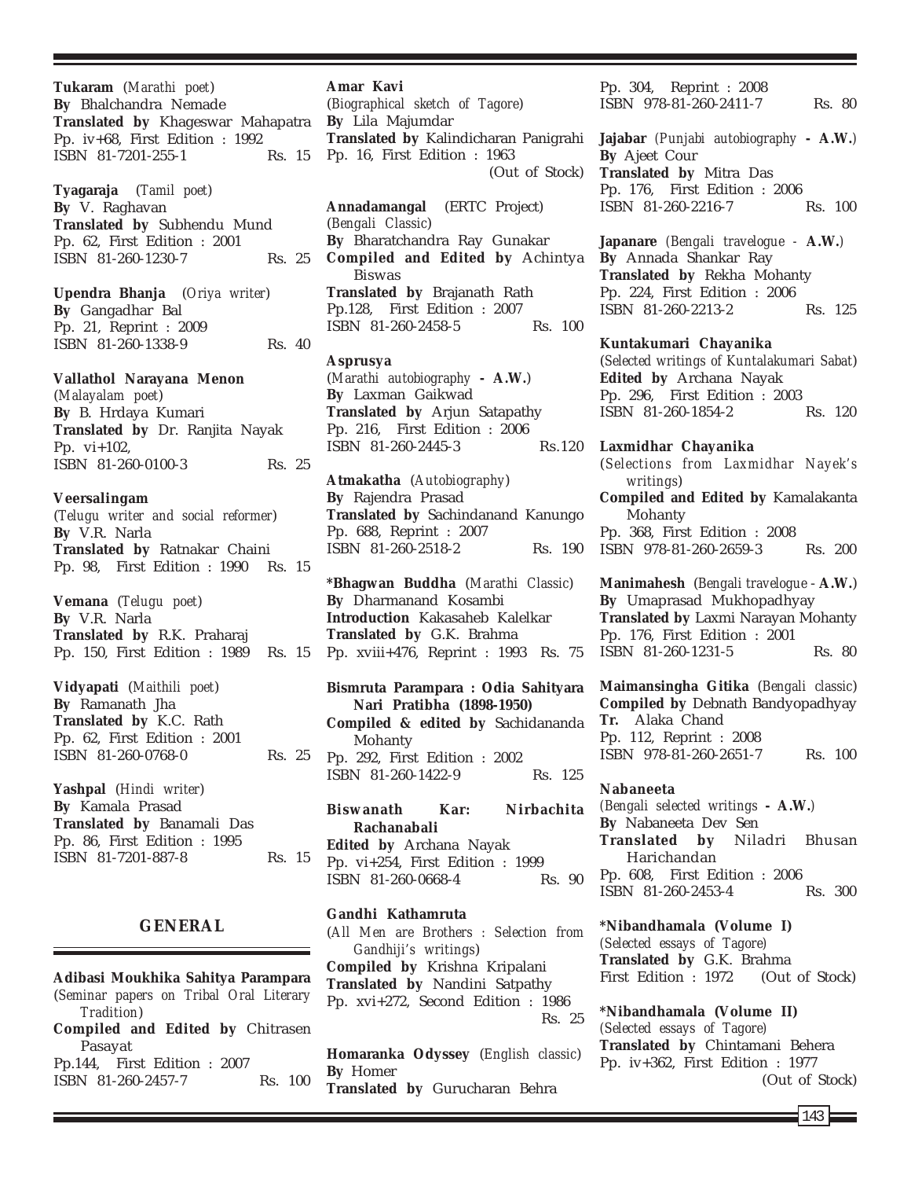**Tukaram** (*Marathi poet*)
**By** Bhalchandra Nemade
**Translated by** Khageswar Mahapatra
Pp. iv+68, First Edition : 1992
ISBN 81-7201-255-1 Rs. 15

**Tyagaraja** (*Tamil poet*)
**By** V. Raghavan
**Translated by** Subhendu Mund
Pp. 62, First Edition : 2001
ISBN 81-260-1230-7 Rs. 25

**Upendra Bhanja** (*Oriya writer*)
**By** Gangadhar Bal
Pp. 21, Reprint : 2009
ISBN 81-260-1338-9 Rs. 40

**Vallathol Narayana Menon** (*Malayalam poet*)
**By** B. Hrdaya Kumari
**Translated by** Dr. Ranjita Nayak
Pp. vi+102,
ISBN 81-260-0100-3 Rs. 25

**Veersalingam**
(*Telugu writer and social reformer*)
**By** V.R. Narla
**Translated by** Ratnakar Chaini
Pp. 98, First Edition : 1990 Rs. 15

**Vemana** (*Telugu poet*)
**By** V.R. Narla
**Translated by** R.K. Praharaj
Pp. 150, First Edition : 1989 Rs. 15

**Vidyapati** (*Maithili poet*)
**By** Ramanath Jha
**Translated by** K.C. Rath
Pp. 62, First Edition : 2001
ISBN 81-260-0768-0 Rs. 25

**Yashpal** (*Hindi writer*)
**By** Kamala Prasad
**Translated by** Banamali Das
Pp. 86, First Edition : 1995
ISBN 81-7201-887-8 Rs. 15

## GENERAL

**Adibasi Moukhika Sahitya Parampara**
(*Seminar papers on Tribal Oral Literary Tradition*)
**Compiled and Edited by** Chitrasen Pasayat
Pp.144, First Edition : 2007
ISBN 81-260-2457-7 Rs. 100

**Amar Kavi**
(*Biographical sketch of Tagore*)
**By** Lila Majumdar
**Translated by** Kalindicharan Panigrahi
Pp. 16, First Edition : 1963
(Out of Stock)

**Annadamangal** (ERTC Project)
(*Bengali Classic*)
**By** Bharatchandra Ray Gunakar
**Compiled and Edited by** Achintya Biswas
**Translated by** Brajanath Rath
Pp.128, First Edition : 2007
ISBN 81-260-2458-5 Rs. 100

**Asprusya**
(*Marathi autobiography* **- A.W.**)
**By** Laxman Gaikwad
**Translated by** Arjun Satapathy
Pp. 216, First Edition : 2006
ISBN 81-260-2445-3 Rs.120

**Atmakatha** (*Autobiography*)
**By** Rajendra Prasad
**Translated by** Sachindanand Kanungo
Pp. 688, Reprint : 2007
ISBN 81-260-2518-2 Rs. 190

**\*Bhagwan Buddha** (*Marathi Classic*)
**By** Dharmanand Kosambi
**Introduction** Kakasaheb Kalelkar
**Translated by** G.K. Brahma
Pp. xviii+476, Reprint : 1993 Rs. 75

**Bismruta Parampara : Odia Sahityara Nari Pratibha (1898-1950)**
**Compiled & edited by** Sachidananda Mohanty
Pp. 292, First Edition : 2002
ISBN 81-260-1422-9 Rs. 125

**Biswanath Kar: Nirbachita Rachanabali**
**Edited by** Archana Nayak
Pp. vi+254, First Edition : 1999
ISBN 81-260-0668-4 Rs. 90

**Gandhi Kathamruta**
(*All Men are Brothers : Selection from Gandhiji's writings*)
**Compiled by** Krishna Kripalani
**Translated by** Nandini Satpathy
Pp. xvi+272, Second Edition : 1986
Rs. 25

**Homaranka Odyssey** (*English classic*)
**By** Homer
**Translated by** Gurucharan Behra
Pp. 304, Reprint : 2008
ISBN 978-81-260-2411-7 Rs. 80

**Jajabar** (*Punjabi autobiography* **- A.W.**)
**By** Ajeet Cour
**Translated by** Mitra Das
Pp. 176, First Edition : 2006
ISBN 81-260-2216-7 Rs. 100

**Japanare** (*Bengali travelogue -* **A.W.**)
**By** Annada Shankar Ray
**Translated by** Rekha Mohanty
Pp. 224, First Edition : 2006
ISBN 81-260-2213-2 Rs. 125

**Kuntakumari Chayanika**
(*Selected writings of Kuntalakumari Sabat*)
**Edited by** Archana Nayak
Pp. 296, First Edition : 2003
ISBN 81-260-1854-2 Rs. 120

**Laxmidhar Chayanika**
(*Selections from Laxmidhar Nayek's writings*)
**Compiled and Edited by** Kamalakanta Mohanty
Pp. 368, First Edition : 2008
ISBN 978-81-260-2659-3 Rs. 200

**Manimahesh** (*Bengali travelogue -* **A.W.**)
**By** Umaprasad Mukhopadhyay
**Translated by** Laxmi Narayan Mohanty
Pp. 176, First Edition : 2001
ISBN 81-260-1231-5 Rs. 80

**Maimansingha Gitika** (*Bengali classic*)
**Compiled by** Debnath Bandyopadhyay
**Tr.** Alaka Chand
Pp. 112, Reprint : 2008
ISBN 978-81-260-2651-7 Rs. 100

**Nabaneeta**
(*Bengali selected writings* **- A.W.**)
**By** Nabaneeta Dev Sen
**Translated by** Niladri Bhusan Harichandan
Pp. 608, First Edition : 2006
ISBN 81-260-2453-4 Rs. 300

**\*Nibandhamala (Volume I)**
(*Selected essays of Tagore*)
**Translated by** G.K. Brahma
First Edition : 1972 (Out of Stock)

**\*Nibandhamala (Volume II)**
(*Selected essays of Tagore*)
**Translated by** Chintamani Behera
Pp. iv+362, First Edition : 1977
(Out of Stock)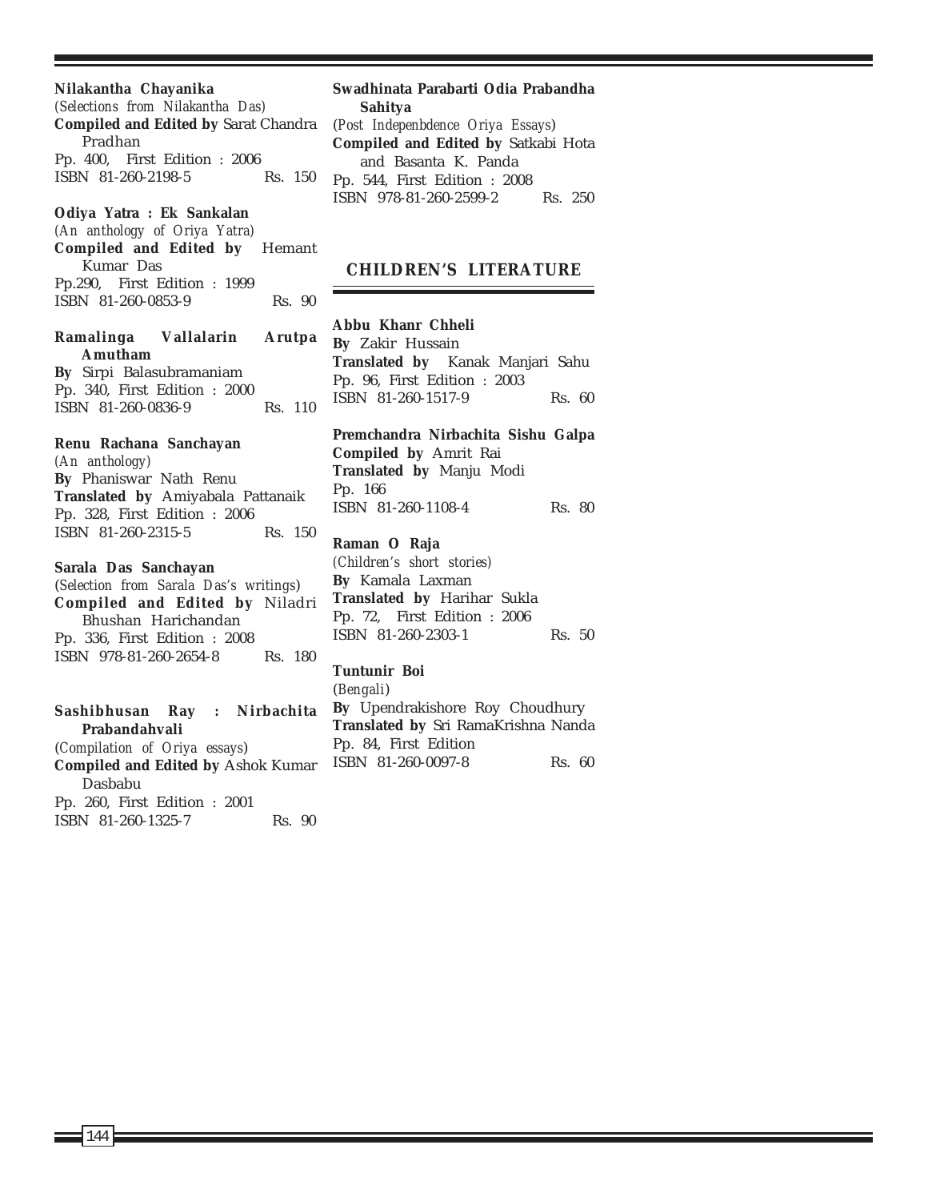**Nilakantha Chayanika**
*(Selections from Nilakantha Das)*
**Compiled and Edited by** Sarat Chandra Pradhan
Pp. 400, First Edition : 2006
ISBN 81-260-2198-5 Rs. 150

**Odiya Yatra : Ek Sankalan**
*(An anthology of Oriya Yatra)*
**Compiled and Edited by** Hemant Kumar Das
Pp.290, First Edition : 1999
ISBN 81-260-0853-9 Rs. 90

**Ramalinga Vallalarin Arutpa Amutham**
**By** Sirpi Balasubramaniam
Pp. 340, First Edition : 2000
ISBN 81-260-0836-9 Rs. 110

**Renu Rachana Sanchayan**
*(An anthology)*
**By** Phaniswar Nath Renu
**Translated by** Amiyabala Pattanaik
Pp. 328, First Edition : 2006
ISBN 81-260-2315-5 Rs. 150

**Sarala Das Sanchayan**
*(Selection from Sarala Das's writings)*
**Compiled and Edited by** Niladri Bhushan Harichandan
Pp. 336, First Edition : 2008
ISBN 978-81-260-2654-8 Rs. 180

**Sashibhusan Ray : Nirbachita Prabandahvali**
*(Compilation of Oriya essays)*
**Compiled and Edited by** Ashok Kumar Dasbabu
Pp. 260, First Edition : 2001
ISBN 81-260-1325-7 Rs. 90

**Swadhinata Parabarti Odia Prabandha Sahitya**
*(Post Indepenbdence Oriya Essays)*
**Compiled and Edited by** Satkabi Hota and Basanta K. Panda
Pp. 544, First Edition : 2008
ISBN 978-81-260-2599-2 Rs. 250

## CHILDREN'S LITERATURE

**Abbu Khanr Chheli**
**By** Zakir Hussain
**Translated by** Kanak Manjari Sahu
Pp. 96, First Edition : 2003
ISBN 81-260-1517-9 Rs. 60

**Premchandra Nirbachita Sishu Galpa**
**Compiled by** Amrit Rai
**Translated by** Manju Modi
Pp. 166
ISBN 81-260-1108-4 Rs. 80

**Raman O Raja**
*(Children's short stories)*
**By** Kamala Laxman
**Translated by** Harihar Sukla
Pp. 72, First Edition : 2006
ISBN 81-260-2303-1 Rs. 50

**Tuntunir Boi**
*(Bengali)*
**By** Upendrakishore Roy Choudhury
**Translated by** Sri RamaKrishna Nanda
Pp. 84, First Edition
ISBN 81-260-0097-8 Rs. 60